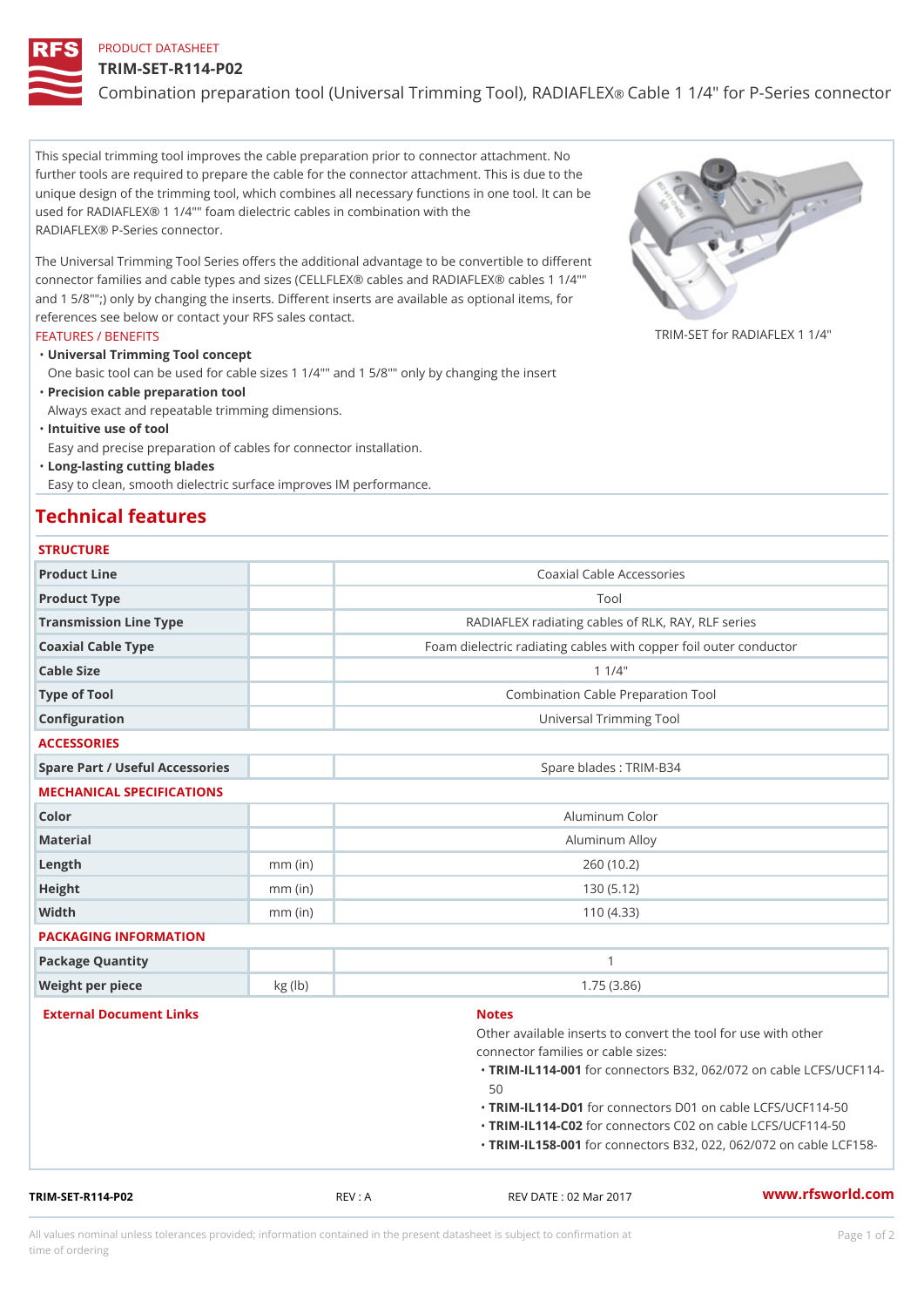PRODUCT DATASHEET

# TRIM-SET-R114-P02

Combination preparation tool (Universal Trimming Tool), RADIAFLEX® Cable 1 1/4" for P-Series connector

This special trimming tool improves the cable preparation prior to connector attachment. No further tools are required to prepare the cable for the connector attachment. This is due to the unique design of the trimming tool, which combines all necessary functions in one tool. It can be used for RADIAFLEX® 1 1/4"" foam dielectric cables in combination with the RADIAFLEX® P-Series connector.

The Universal Trimming Tool Series offers the additional advantage to be convertible to different connector families and cable types and sizes (CELLFLEX® cables and RADIAFLEX® cables 1 1/4"" and 1 5/8"";) only by changing the inserts. Different inserts are available as optional items, for references see below or contact your RFS sales contact.

TRIM-SET for RADIAFLEX 1 1/4"

FEATURES / BENEFITS

- **Universal Trimming Tool concept**
  One basic tool can be used for cable sizes 1 1/4"" and 1 5/8"" only by changing the insert
- **Precision cable preparation tool**
  Always exact and repeatable trimming dimensions.
- **Intuitive use of tool**
  Easy and precise preparation of cables for connector installation.
- **Long-lasting cutting blades**
  Easy to clean, smooth dielectric surface improves IM performance.

## Technical features

### STRUCTURE

| | | |
|---|---|---|
| Product Line | | Coaxial Cable Accessories |
| Product Type | | Tool |
| Transmission Line Type | | RADIAFLEX radiating cables of RLK, RAY, RLF series |
| Coaxial Cable Type | | Foam dielectric radiating cables with copper foil outer conductor |
| Cable Size | | 1 1/4" |
| Type of Tool | | Combination Cable Preparation Tool |
| Configuration | | Universal Trimming Tool |

### ACCESSORIES

| | | |
|---|---|---|
| Spare Part / Useful Accessories | | Spare blades : TRIM-B34 |

### MECHANICAL SPECIFICATIONS

| | | |
|---|---|---|
| Color | | Aluminum Color |
| Material | | Aluminum Alloy |
| Length | mm (in) | 260 (10.2) |
| Height | mm (in) | 130 (5.12) |
| Width | mm (in) | 110 (4.33) |

### PACKAGING INFORMATION

| | | |
|---|---|---|
| Package Quantity | | 1 |
| Weight per piece | kg (lb) | 1.75 (3.86) |

External Document Links

Notes

Other available inserts to convert the tool for use with other connector families or cable sizes:

- **TRIM-IL114-001** for connectors B32, 062/072 on cable LCFS/UCF114-50
- **TRIM-IL114-D01** for connectors D01 on cable LCFS/UCF114-50
- **TRIM-IL114-C02** for connectors C02 on cable LCFS/UCF114-50
- **TRIM-IL158-001** for connectors B32, 022, 062/072 on cable LCF158-

TRIM-SET-R114-P02 REV : A REV DATE : 02 Mar 2017 www.rfsworld.com

All values nominal unless tolerances provided; information contained in the present datasheet is subject to confirmation at time of ordering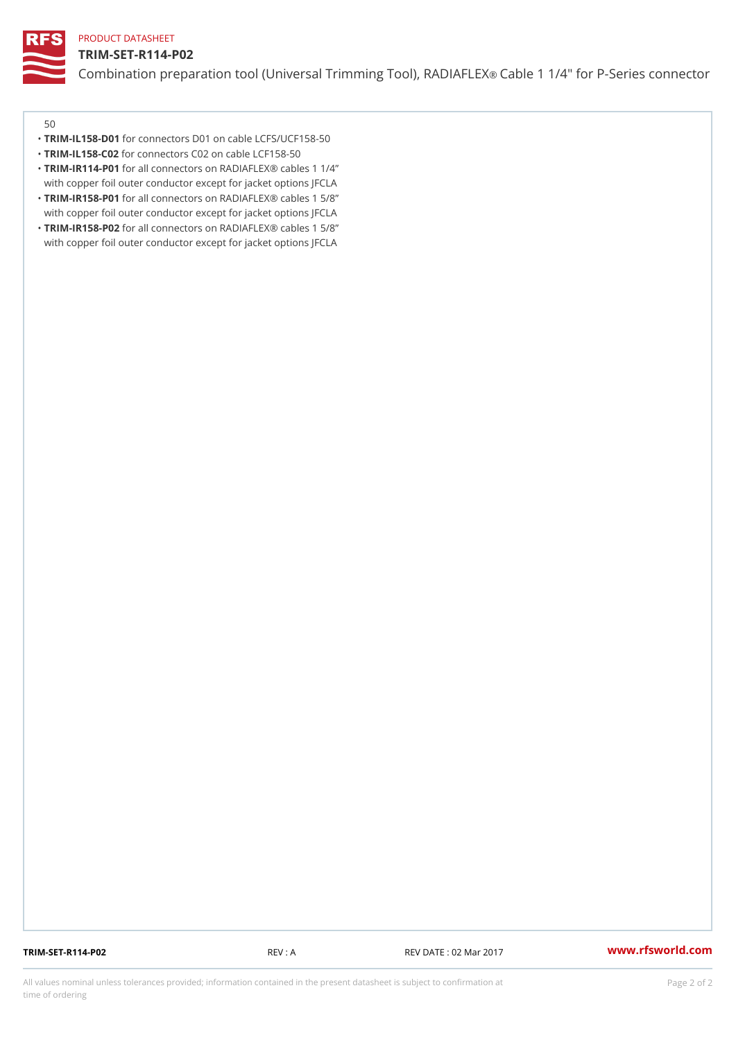50

- **TRIM-IL158-D01** for connectors D01 on cable LCFS/UCF158-50
- **TRIM-IL158-C02** for connectors C02 on cable LCF158-50
- **TRIM-IR114-P01** for all connectors on RADIAFLEX® cables 1 1/4" with copper foil outer conductor except for jacket options JFCLA
- **TRIM-IR158-P01** for all connectors on RADIAFLEX® cables 1 5/8" with copper foil outer conductor except for jacket options JFCLA
- **TRIM-IR158-P02** for all connectors on RADIAFLEX® cables 1 5/8" with copper foil outer conductor except for jacket options JFCLA